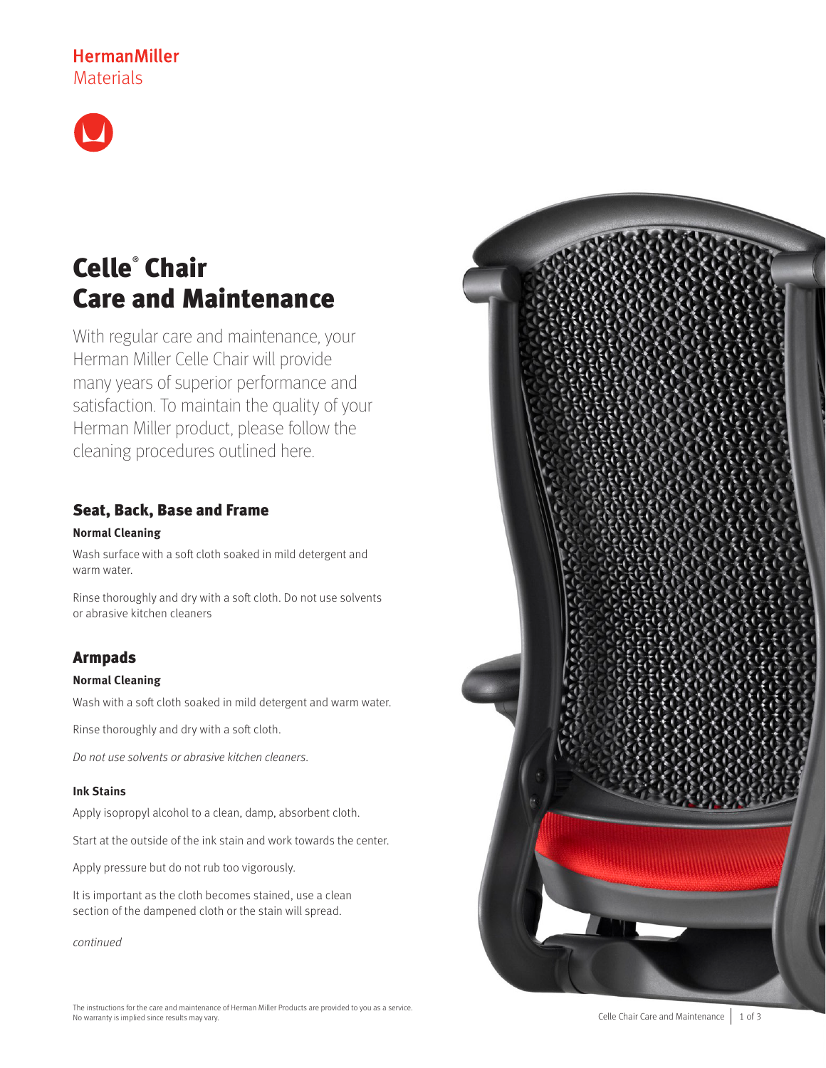HermanMiller
Materials

# Celle® Chair Care and Maintenance

With regular care and maintenance, your Herman Miller Celle Chair will provide many years of superior performance and satisfaction. To maintain the quality of your Herman Miller product, please follow the cleaning procedures outlined here.

## Seat, Back, Base and Frame

**Normal Cleaning**

Wash surface with a soft cloth soaked in mild detergent and warm water.

Rinse thoroughly and dry with a soft cloth. Do not use solvents or abrasive kitchen cleaners

## Armpads

**Normal Cleaning**

Wash with a soft cloth soaked in mild detergent and warm water.

Rinse thoroughly and dry with a soft cloth.

*Do not use solvents or abrasive kitchen cleaners.*

**Ink Stains**

Apply isopropyl alcohol to a clean, damp, absorbent cloth.

Start at the outside of the ink stain and work towards the center.

Apply pressure but do not rub too vigorously.

It is important as the cloth becomes stained, use a clean section of the dampened cloth or the stain will spread.

*continued*

The instructions for the care and maintenance of Herman Miller Products are provided to you as a service. No warranty is implied since results may vary.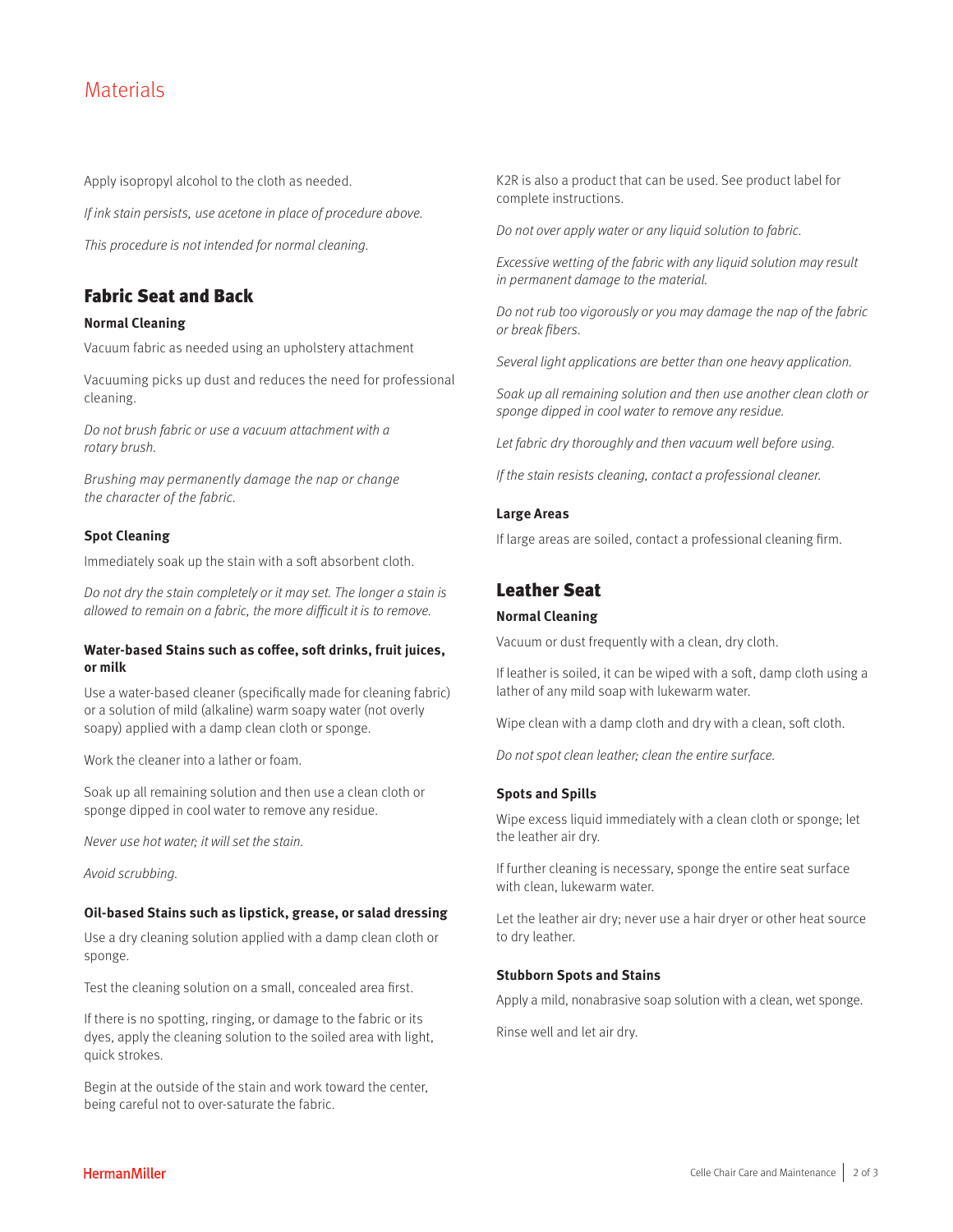# Materials

Apply isopropyl alcohol to the cloth as needed.

*If ink stain persists, use acetone in place of procedure above.*

*This procedure is not intended for normal cleaning.*

## Fabric Seat and Back

**Normal Cleaning**

Vacuum fabric as needed using an upholstery attachment

Vacuuming picks up dust and reduces the need for professional cleaning.

*Do not brush fabric or use a vacuum attachment with a rotary brush.*

*Brushing may permanently damage the nap or change the character of the fabric.*

**Spot Cleaning**

Immediately soak up the stain with a soft absorbent cloth.

*Do not dry the stain completely or it may set. The longer a stain is allowed to remain on a fabric, the more difficult it is to remove.*

**Water-based Stains such as coffee, soft drinks, fruit juices, or milk**

Use a water-based cleaner (specifically made for cleaning fabric) or a solution of mild (alkaline) warm soapy water (not overly soapy) applied with a damp clean cloth or sponge.

Work the cleaner into a lather or foam.

Soak up all remaining solution and then use a clean cloth or sponge dipped in cool water to remove any residue.

*Never use hot water; it will set the stain.*

*Avoid scrubbing.*

**Oil-based Stains such as lipstick, grease, or salad dressing**

Use a dry cleaning solution applied with a damp clean cloth or sponge.

Test the cleaning solution on a small, concealed area first.

If there is no spotting, ringing, or damage to the fabric or its dyes, apply the cleaning solution to the soiled area with light, quick strokes.

Begin at the outside of the stain and work toward the center, being careful not to over-saturate the fabric.

K2R is also a product that can be used. See product label for complete instructions.

*Do not over apply water or any liquid solution to fabric.*

*Excessive wetting of the fabric with any liquid solution may result in permanent damage to the material.*

*Do not rub too vigorously or you may damage the nap of the fabric or break fibers.*

*Several light applications are better than one heavy application.*

*Soak up all remaining solution and then use another clean cloth or sponge dipped in cool water to remove any residue.*

*Let fabric dry thoroughly and then vacuum well before using.*

*If the stain resists cleaning, contact a professional cleaner.*

**Large Areas**

If large areas are soiled, contact a professional cleaning firm.

## Leather Seat

**Normal Cleaning**

Vacuum or dust frequently with a clean, dry cloth.

If leather is soiled, it can be wiped with a soft, damp cloth using a lather of any mild soap with lukewarm water.

Wipe clean with a damp cloth and dry with a clean, soft cloth.

*Do not spot clean leather; clean the entire surface.*

**Spots and Spills**

Wipe excess liquid immediately with a clean cloth or sponge; let the leather air dry.

If further cleaning is necessary, sponge the entire seat surface with clean, lukewarm water.

Let the leather air dry; never use a hair dryer or other heat source to dry leather.

**Stubborn Spots and Stains**

Apply a mild, nonabrasive soap solution with a clean, wet sponge.

Rinse well and let air dry.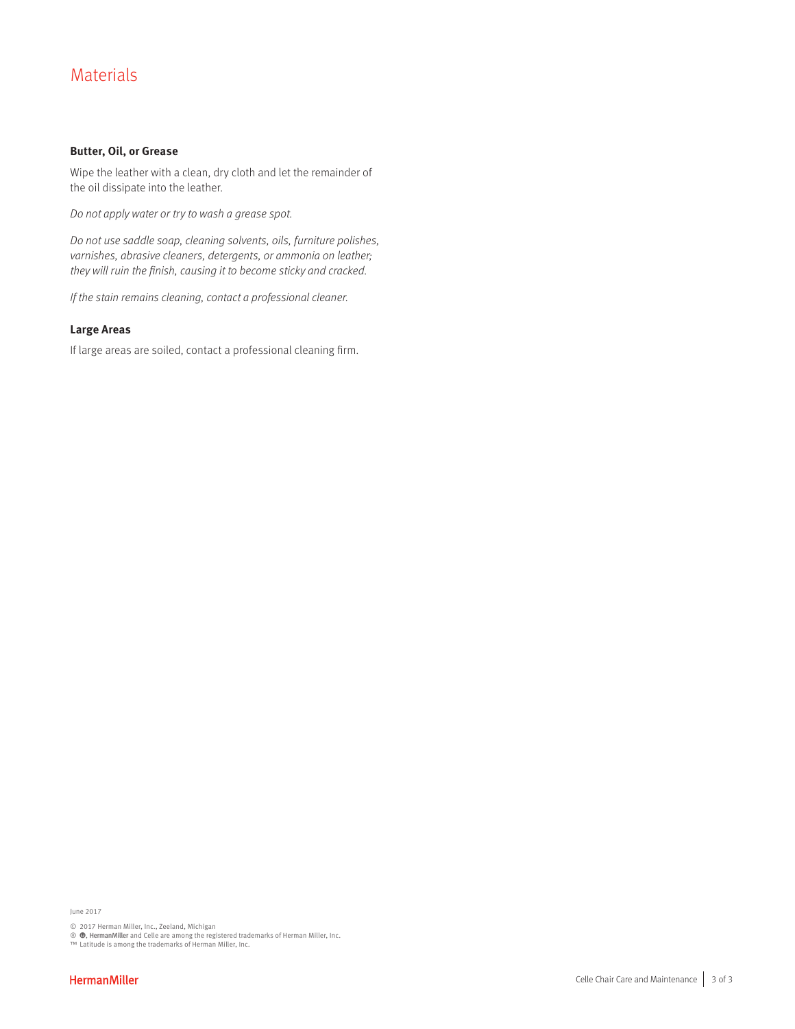# Materials

### Butter, Oil, or Grease

Wipe the leather with a clean, dry cloth and let the remainder of the oil dissipate into the leather.

*Do not apply water or try to wash a grease spot.*

*Do not use saddle soap, cleaning solvents, oils, furniture polishes, varnishes, abrasive cleaners, detergents, or ammonia on leather; they will ruin the finish, causing it to become sticky and cracked.*

*If the stain remains cleaning, contact a professional cleaner.*

### Large Areas

If large areas are soiled, contact a professional cleaning firm.

June 2017

© 2017 Herman Miller, Inc., Zeeland, Michigan
® ⓗ, HermanMiller and Celle are among the registered trademarks of Herman Miller, Inc.
™ Latitude is among the trademarks of Herman Miller, Inc.